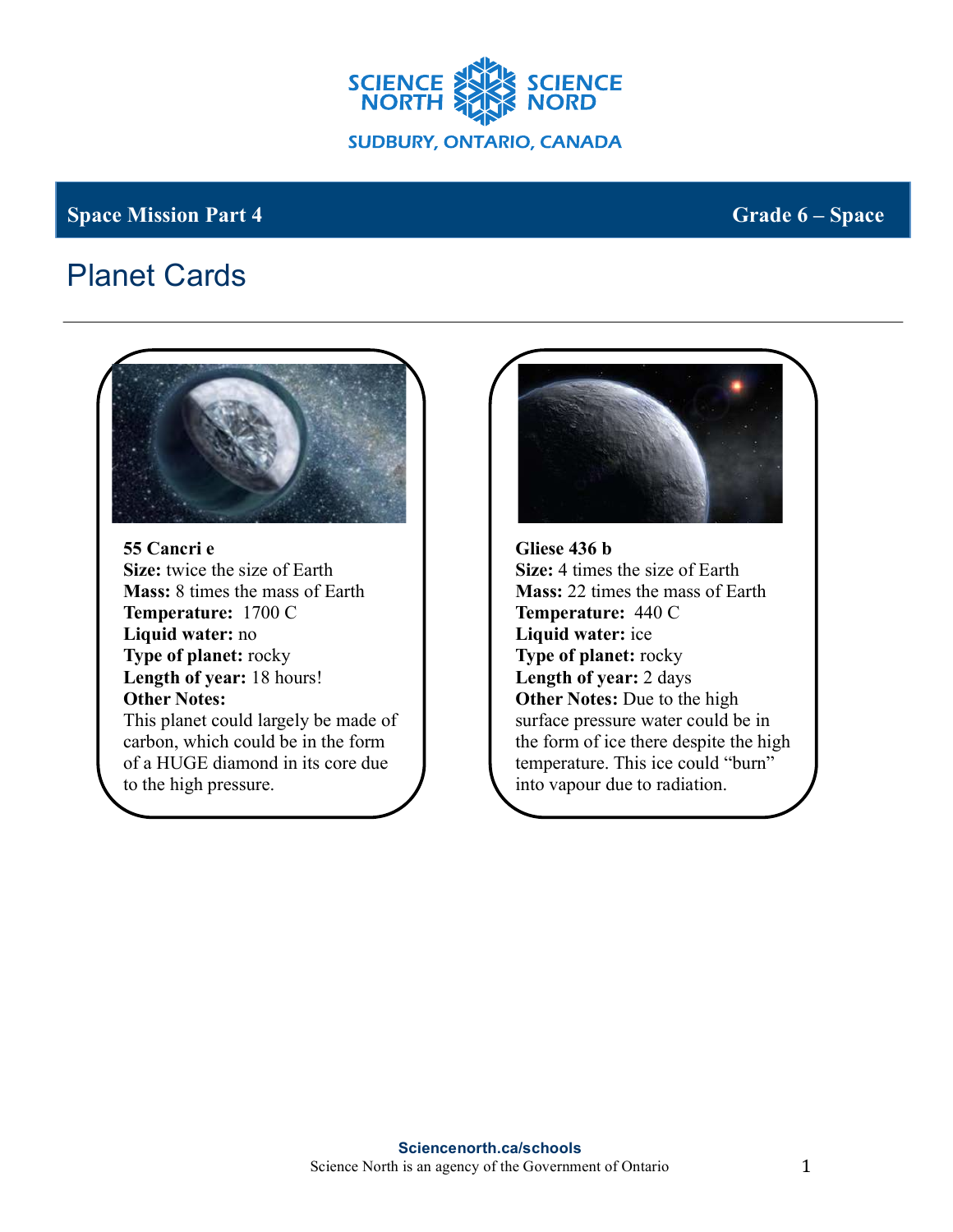SCIENCE NORTH SCIENCE NORD
SUDBURY, ONTARIO, CANADA

**Space Mission Part 4** **Grade 6 – Space**

# Planet Cards

**55 Cancri e**
**Size:** twice the size of Earth
**Mass:** 8 times the mass of Earth
**Temperature:** 1700 C
**Liquid water:** no
**Type of planet:** rocky
**Length of year:** 18 hours!
**Other Notes:**
This planet could largely be made of carbon, which could be in the form of a HUGE diamond in its core due to the high pressure.

**Gliese 436 b**
**Size:** 4 times the size of Earth
**Mass:** 22 times the mass of Earth
**Temperature:** 440 C
**Liquid water:** ice
**Type of planet:** rocky
**Length of year:** 2 days
**Other Notes:** Due to the high surface pressure water could be in the form of ice there despite the high temperature. This ice could "burn" into vapour due to radiation.

**Sciencenorth.ca/schools**
Science North is an agency of the Government of Ontario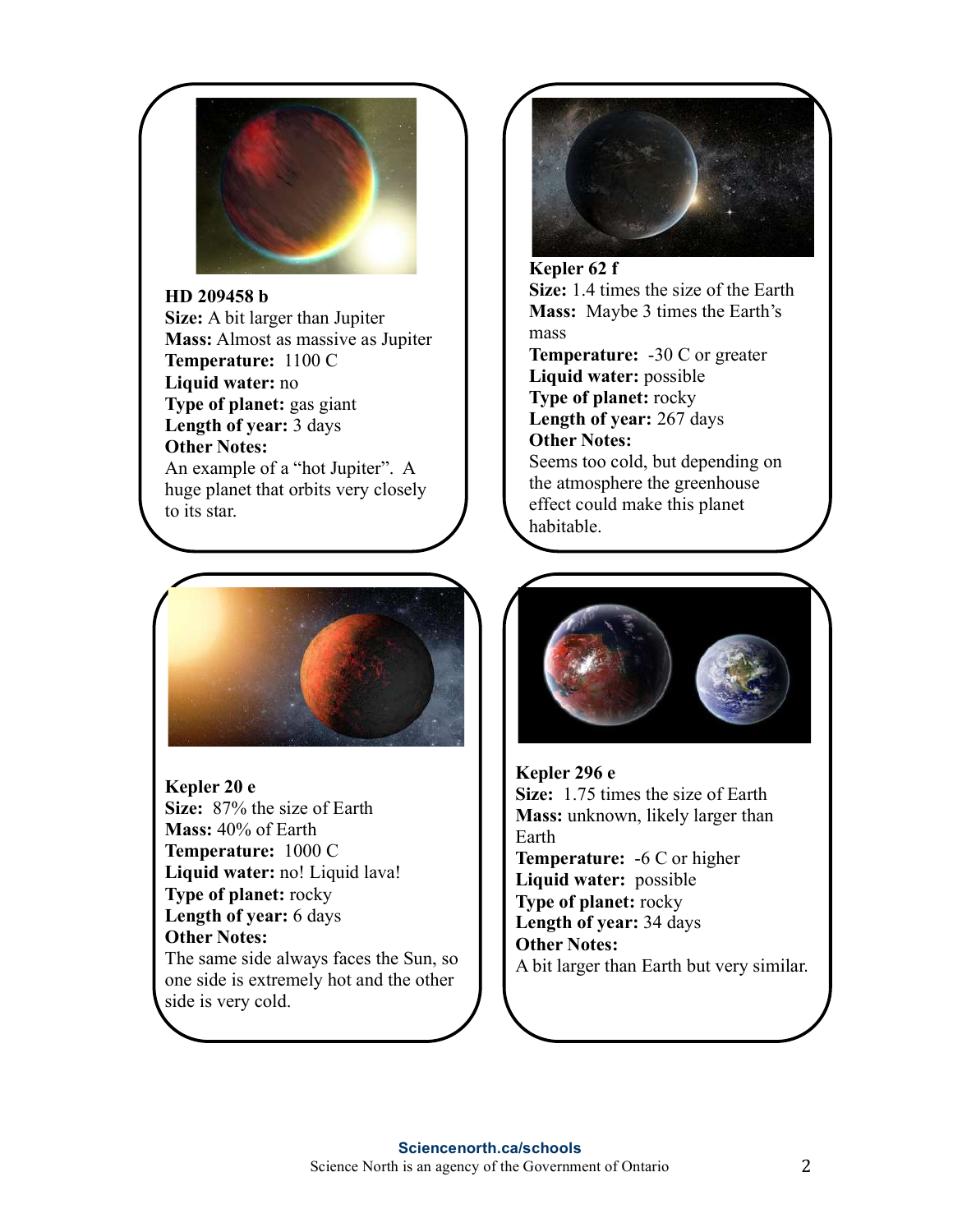**HD 209458 b**
**Size:** A bit larger than Jupiter
**Mass:** Almost as massive as Jupiter
**Temperature:** 1100 C
**Liquid water:** no
**Type of planet:** gas giant
**Length of year:** 3 days
**Other Notes:**
An example of a "hot Jupiter". A huge planet that orbits very closely to its star.

**Kepler 62 f**
**Size:** 1.4 times the size of the Earth
**Mass:** Maybe 3 times the Earth's mass
**Temperature:** -30 C or greater
**Liquid water:** possible
**Type of planet:** rocky
**Length of year:** 267 days
**Other Notes:**
Seems too cold, but depending on the atmosphere the greenhouse effect could make this planet habitable.

**Kepler 20 e**
**Size:** 87% the size of Earth
**Mass:** 40% of Earth
**Temperature:** 1000 C
**Liquid water:** no! Liquid lava!
**Type of planet:** rocky
**Length of year:** 6 days
**Other Notes:**
The same side always faces the Sun, so one side is extremely hot and the other side is very cold.

**Kepler 296 e**
**Size:** 1.75 times the size of Earth
**Mass:** unknown, likely larger than Earth
**Temperature:** -6 C or higher
**Liquid water:** possible
**Type of planet:** rocky
**Length of year:** 34 days
**Other Notes:**
A bit larger than Earth but very similar.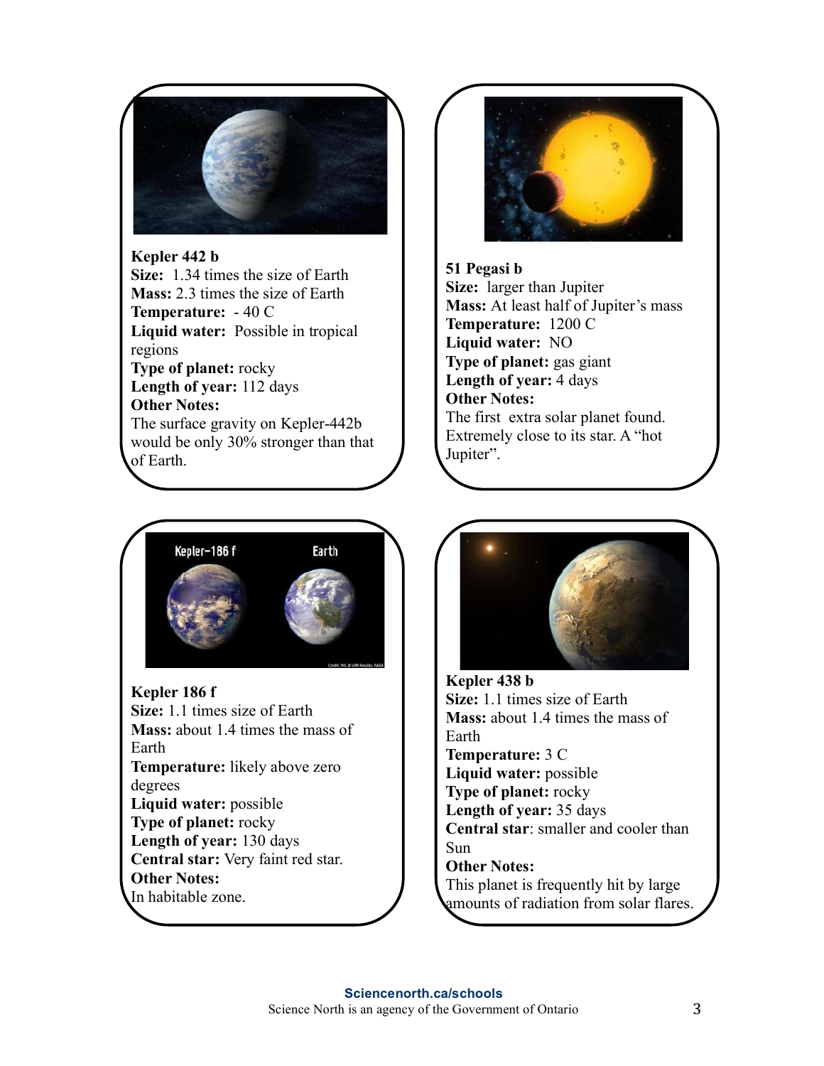**Kepler 442 b**
**Size:** 1.34 times the size of Earth
**Mass:** 2.3 times the size of Earth
**Temperature:** - 40 C
**Liquid water:** Possible in tropical regions
**Type of planet:** rocky
**Length of year:** 112 days
**Other Notes:**
The surface gravity on Kepler-442b would be only 30% stronger than that of Earth.

**51 Pegasi b**
**Size:** larger than Jupiter
**Mass:** At least half of Jupiter's mass
**Temperature:** 1200 C
**Liquid water:** NO
**Type of planet:** gas giant
**Length of year:** 4 days
**Other Notes:**
The first extra solar planet found. Extremely close to its star. A "hot Jupiter".

**Kepler 186 f**
**Size:** 1.1 times size of Earth
**Mass:** about 1.4 times the mass of Earth
**Temperature:** likely above zero degrees
**Liquid water:** possible
**Type of planet:** rocky
**Length of year:** 130 days
**Central star:** Very faint red star.
**Other Notes:**
In habitable zone.

**Kepler 438 b**
**Size:** 1.1 times size of Earth
**Mass:** about 1.4 times the mass of Earth
**Temperature:** 3 C
**Liquid water:** possible
**Type of planet:** rocky
**Length of year:** 35 days
**Central star**: smaller and cooler than Sun
**Other Notes:**
This planet is frequently hit by large amounts of radiation from solar flares.

**Sciencenorth.ca/schools**
Science North is an agency of the Government of Ontario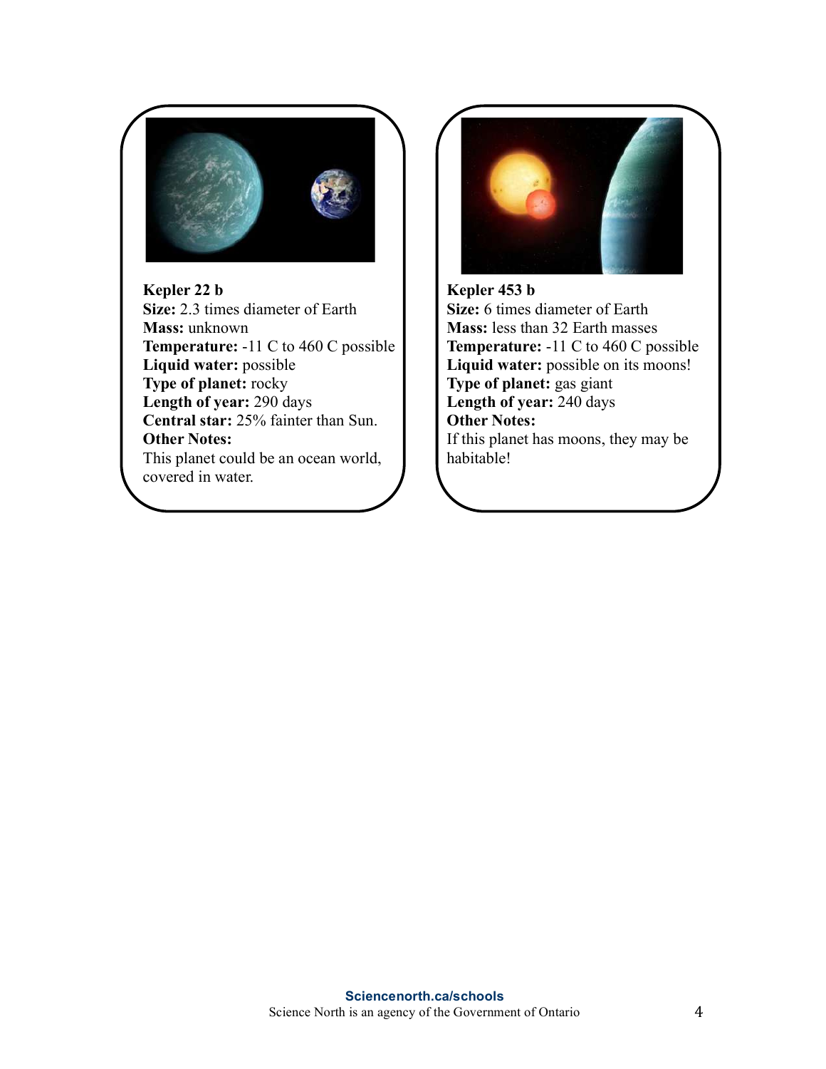**Kepler 22 b**
**Size:** 2.3 times diameter of Earth
**Mass:** unknown
**Temperature:** -11 C to 460 C possible
**Liquid water:** possible
**Type of planet:** rocky
**Length of year:** 290 days
**Central star:** 25% fainter than Sun.
**Other Notes:**
This planet could be an ocean world, covered in water.

**Kepler 453 b**
**Size:** 6 times diameter of Earth
**Mass:** less than 32 Earth masses
**Temperature:** -11 C to 460 C possible
**Liquid water:** possible on its moons!
**Type of planet:** gas giant
**Length of year:** 240 days
**Other Notes:**
If this planet has moons, they may be habitable!

**Sciencenorth.ca/schools**
Science North is an agency of the Government of Ontario